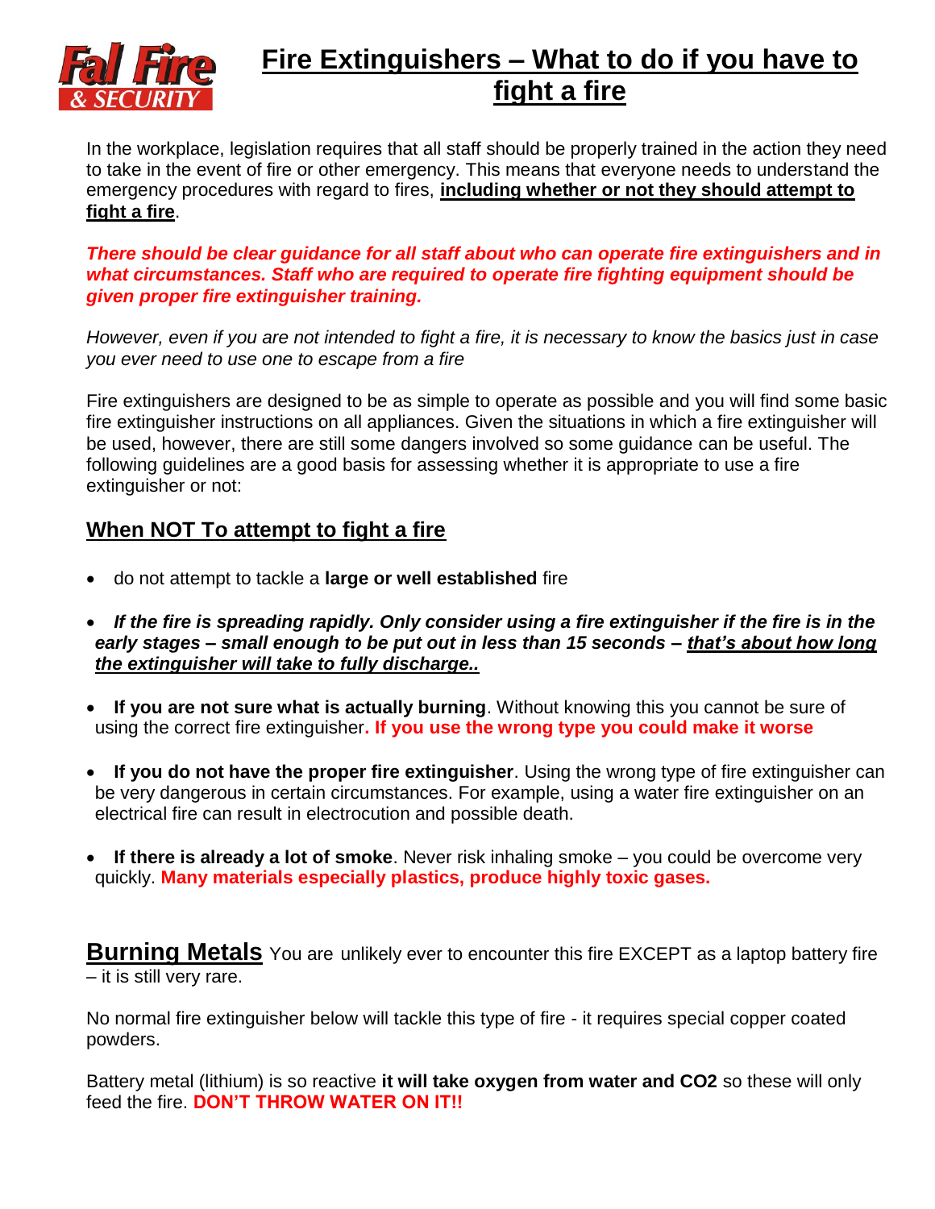# Fire Extinguishers – What to do if you have to fight a fire

In the workplace, legislation requires that all staff should be properly trained in the action they need to take in the event of fire or other emergency. This means that everyone needs to understand the emergency procedures with regard to fires, **including whether or not they should attempt to fight a fire**.

***There should be clear guidance for all staff about who can operate fire extinguishers and in what circumstances. Staff who are required to operate fire fighting equipment should be given proper fire extinguisher training.***

*However, even if you are not intended to fight a fire, it is necessary to know the basics just in case you ever need to use one to escape from a fire*

Fire extinguishers are designed to be as simple to operate as possible and you will find some basic fire extinguisher instructions on all appliances. Given the situations in which a fire extinguisher will be used, however, there are still some dangers involved so some guidance can be useful. The following guidelines are a good basis for assessing whether it is appropriate to use a fire extinguisher or not:

## When NOT To attempt to fight a fire

- do not attempt to tackle a **large or well established** fire
- ***If the fire is spreading rapidly. Only consider using a fire extinguisher if the fire is in the early stages – small enough to be put out in less than 15 seconds – that's about how long the extinguisher will take to fully discharge..***
- **If you are not sure what is actually burning**. Without knowing this you cannot be sure of using the correct fire extinguisher**. If you use the wrong type you could make it worse**
- **If you do not have the proper fire extinguisher**. Using the wrong type of fire extinguisher can be very dangerous in certain circumstances. For example, using a water fire extinguisher on an electrical fire can result in electrocution and possible death.
- **If there is already a lot of smoke**. Never risk inhaling smoke – you could be overcome very quickly. **Many materials especially plastics, produce highly toxic gases.**

## Burning Metals

You are unlikely ever to encounter this fire EXCEPT as a laptop battery fire – it is still very rare.

No normal fire extinguisher below will tackle this type of fire - it requires special copper coated powders.

Battery metal (lithium) is so reactive **it will take oxygen from water and CO2** so these will only feed the fire. **DON'T THROW WATER ON IT!!**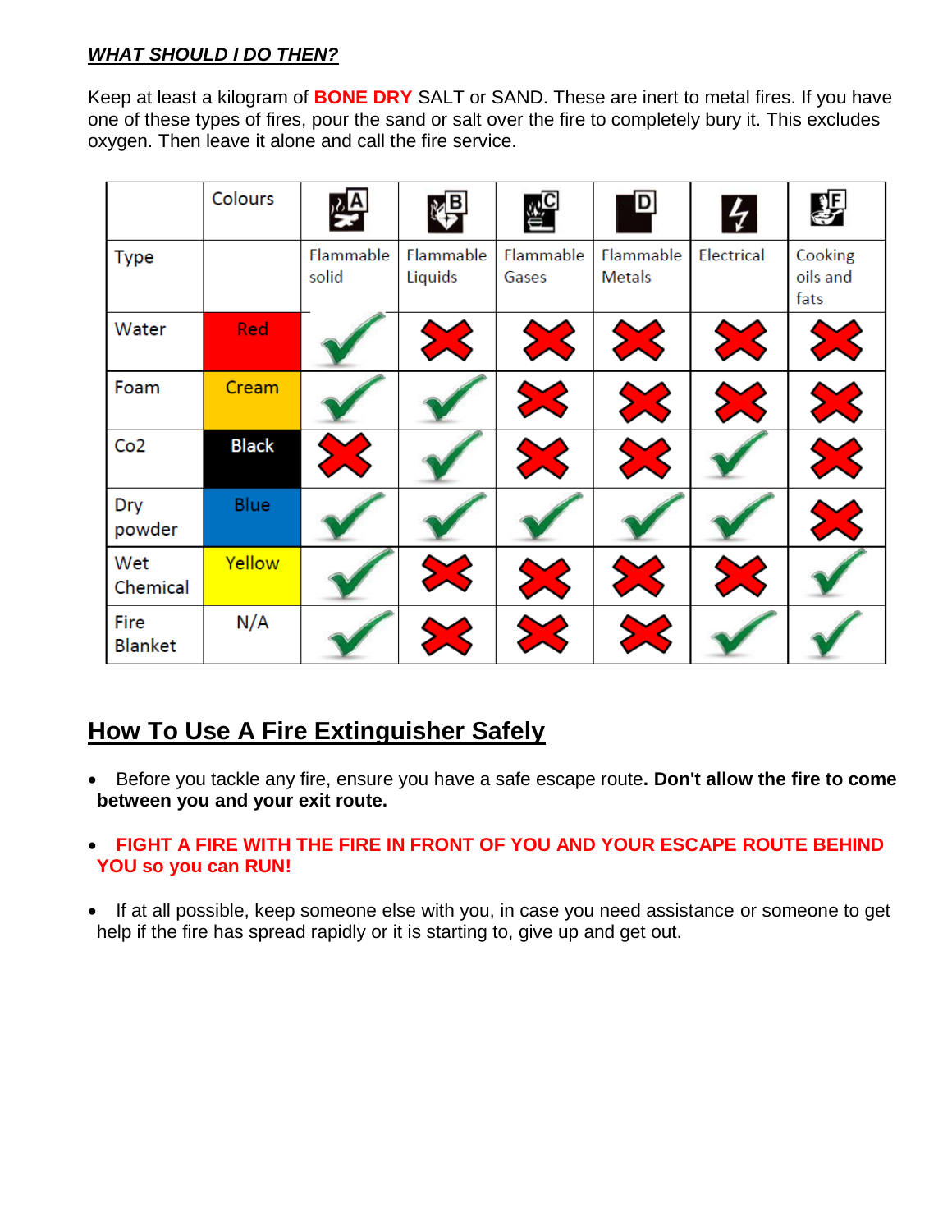***WHAT SHOULD I DO THEN?***

Keep at least a kilogram of **BONE DRY** SALT or SAND. These are inert to metal fires. If you have one of these types of fires, pour the sand or salt over the fire to completely bury it. This excludes oxygen. Then leave it alone and call the fire service.

| | Colours | A | B | C | D | Electrical symbol | F |
|---|---|---|---|---|---|---|---|
| Type | | Flammable solid | Flammable Liquids | Flammable Gases | Flammable Metals | Electrical | Cooking oils and fats |
| Water | Red | ✓ | ✗ | ✗ | ✗ | ✗ | ✗ |
| Foam | Cream | ✓ | ✓ | ✗ | ✗ | ✗ | ✗ |
| Co2 | Black | ✗ | ✓ | ✗ | ✗ | ✓ | ✗ |
| Dry powder | Blue | ✓ | ✓ | ✓ | ✓ | ✓ | ✗ |
| Wet Chemical | Yellow | ✓ | ✗ | ✗ | ✗ | ✗ | ✓ |
| Fire Blanket | N/A | ✓ | ✗ | ✗ | ✗ | ✓ | ✓ |

## How To Use A Fire Extinguisher Safely

- Before you tackle any fire, ensure you have a safe escape route**. Don't allow the fire to come between you and your exit route.**
- **FIGHT A FIRE WITH THE FIRE IN FRONT OF YOU AND YOUR ESCAPE ROUTE BEHIND YOU so you can RUN!**
- If at all possible, keep someone else with you, in case you need assistance or someone to get help if the fire has spread rapidly or it is starting to, give up and get out.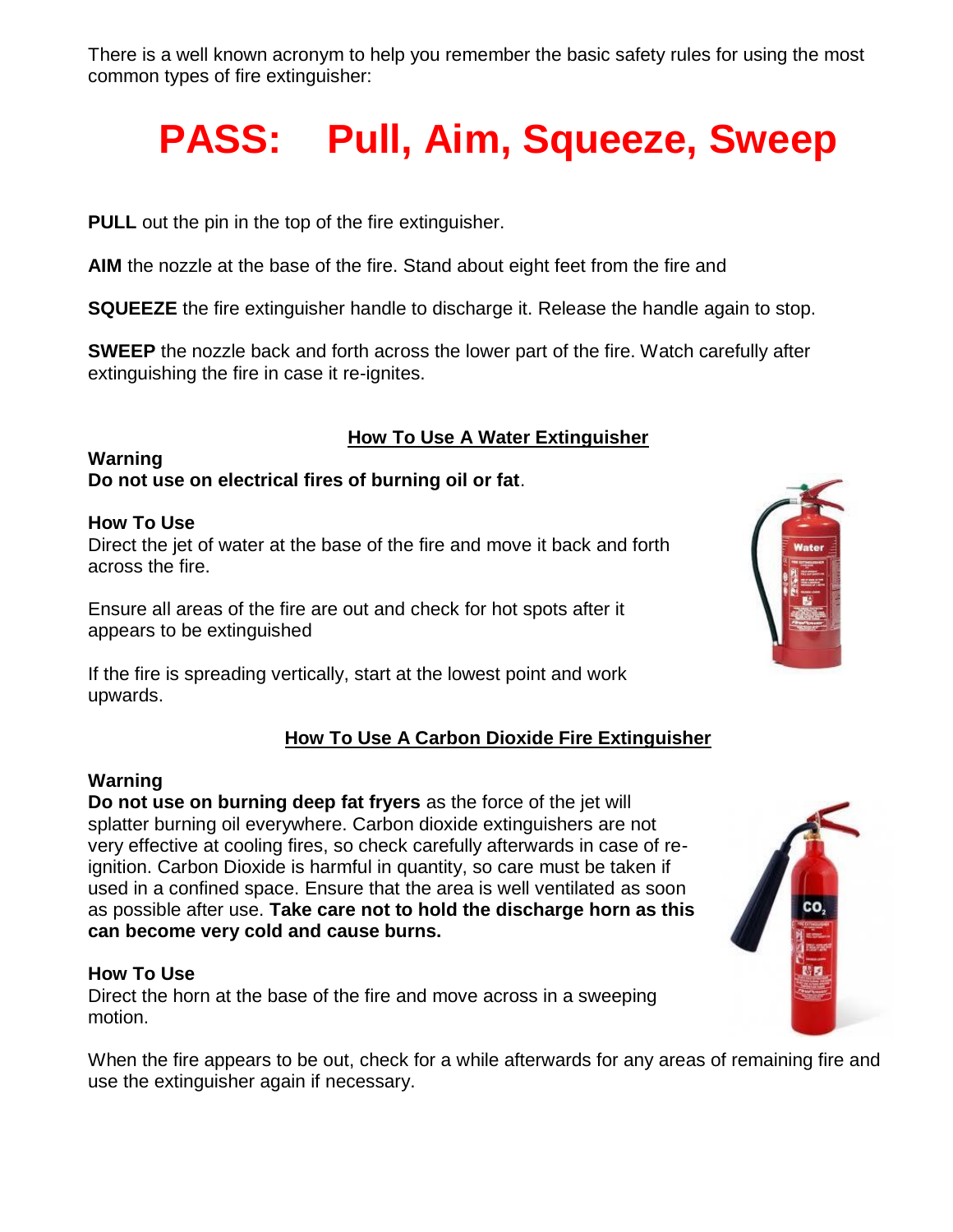There is a well known acronym to help you remember the basic safety rules for using the most common types of fire extinguisher:

# PASS: Pull, Aim, Squeeze, Sweep

**PULL** out the pin in the top of the fire extinguisher.

**AIM** the nozzle at the base of the fire. Stand about eight feet from the fire and

**SQUEEZE** the fire extinguisher handle to discharge it. Release the handle again to stop.

**SWEEP** the nozzle back and forth across the lower part of the fire. Watch carefully after extinguishing the fire in case it re-ignites.

## How To Use A Water Extinguisher

**Warning**

**Do not use on electrical fires of burning oil or fat**.

**How To Use**

Direct the jet of water at the base of the fire and move it back and forth across the fire.

Ensure all areas of the fire are out and check for hot spots after it appears to be extinguished

If the fire is spreading vertically, start at the lowest point and work upwards.

## How To Use A Carbon Dioxide Fire Extinguisher

**Warning**

**Do not use on burning deep fat fryers** as the force of the jet will splatter burning oil everywhere. Carbon dioxide extinguishers are not very effective at cooling fires, so check carefully afterwards in case of re-ignition. Carbon Dioxide is harmful in quantity, so care must be taken if used in a confined space. Ensure that the area is well ventilated as soon as possible after use. **Take care not to hold the discharge horn as this can become very cold and cause burns.**

**How To Use**

Direct the horn at the base of the fire and move across in a sweeping motion.

When the fire appears to be out, check for a while afterwards for any areas of remaining fire and use the extinguisher again if necessary.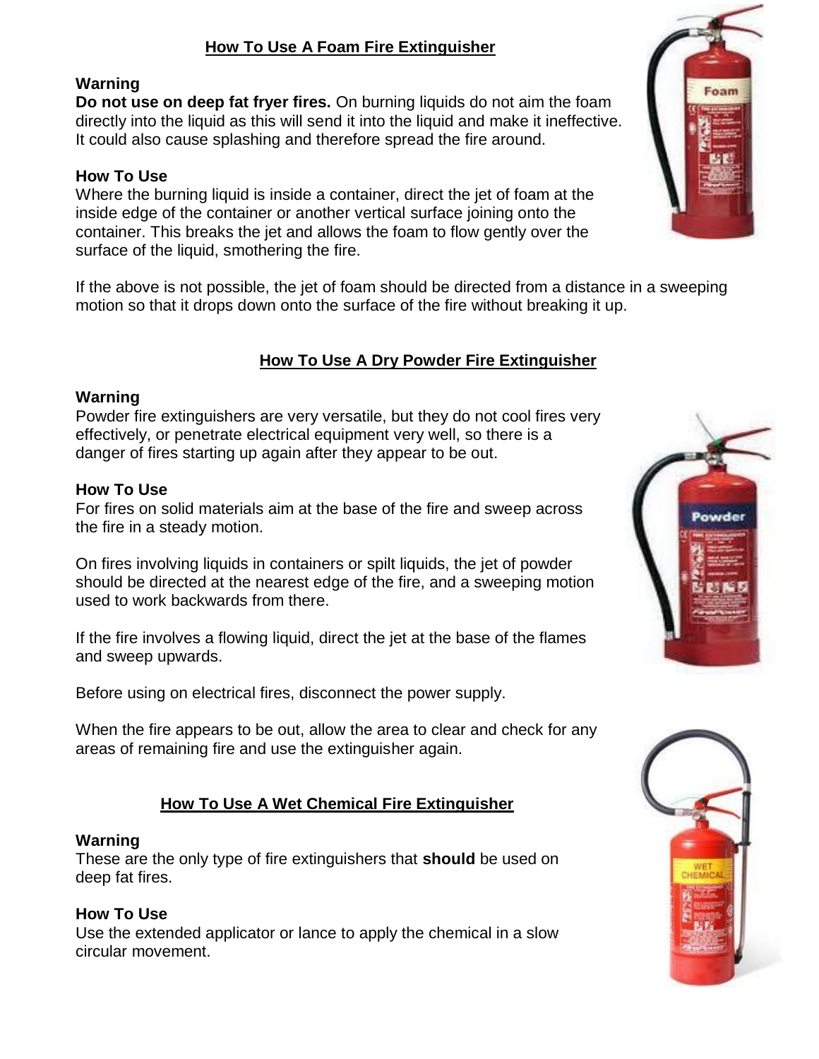## How To Use A Foam Fire Extinguisher

**Warning**

**Do not use on deep fat fryer fires.** On burning liquids do not aim the foam directly into the liquid as this will send it into the liquid and make it ineffective. It could also cause splashing and therefore spread the fire around.

**How To Use**

Where the burning liquid is inside a container, direct the jet of foam at the inside edge of the container or another vertical surface joining onto the container. This breaks the jet and allows the foam to flow gently over the surface of the liquid, smothering the fire.

If the above is not possible, the jet of foam should be directed from a distance in a sweeping motion so that it drops down onto the surface of the fire without breaking it up.

## How To Use A Dry Powder Fire Extinguisher

**Warning**

Powder fire extinguishers are very versatile, but they do not cool fires very effectively, or penetrate electrical equipment very well, so there is a danger of fires starting up again after they appear to be out.

**How To Use**

For fires on solid materials aim at the base of the fire and sweep across the fire in a steady motion.

On fires involving liquids in containers or spilt liquids, the jet of powder should be directed at the nearest edge of the fire, and a sweeping motion used to work backwards from there.

If the fire involves a flowing liquid, direct the jet at the base of the flames and sweep upwards.

Before using on electrical fires, disconnect the power supply.

When the fire appears to be out, allow the area to clear and check for any areas of remaining fire and use the extinguisher again.

## How To Use A Wet Chemical Fire Extinguisher

**Warning**

These are the only type of fire extinguishers that **should** be used on deep fat fires.

**How To Use**

Use the extended applicator or lance to apply the chemical in a slow circular movement.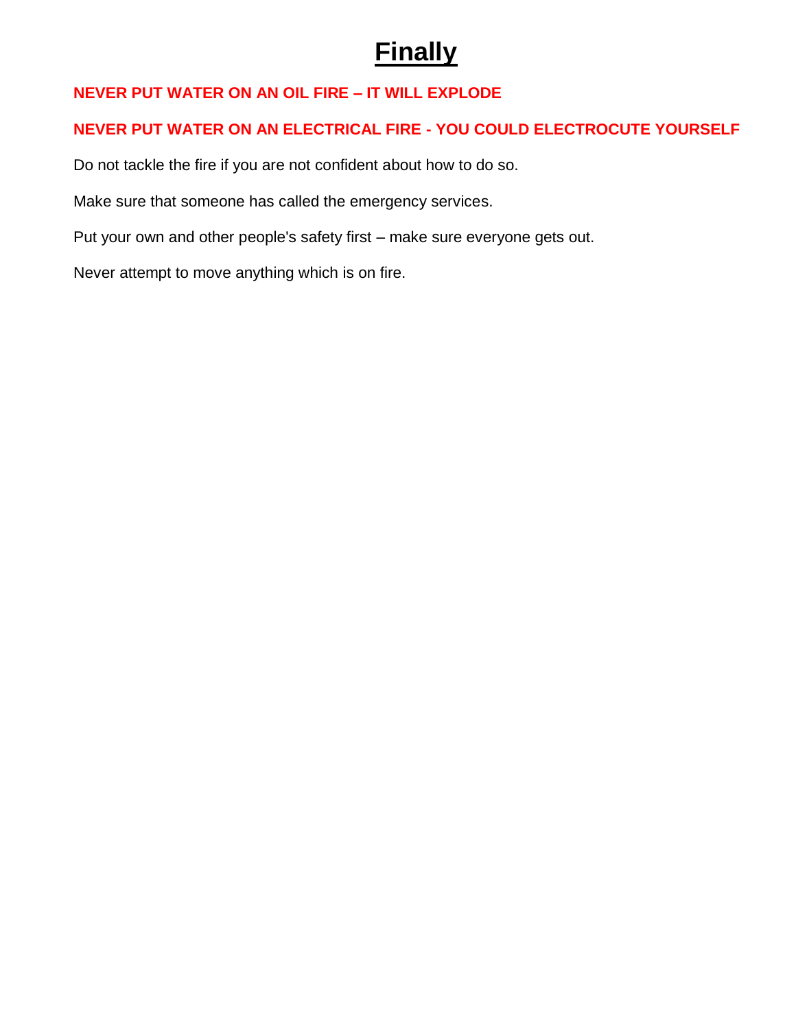# Finally

**NEVER PUT WATER ON AN OIL FIRE – IT WILL EXPLODE**

**NEVER PUT WATER ON AN ELECTRICAL FIRE - YOU COULD ELECTROCUTE YOURSELF**

Do not tackle the fire if you are not confident about how to do so.

Make sure that someone has called the emergency services.

Put your own and other people's safety first – make sure everyone gets out.

Never attempt to move anything which is on fire.